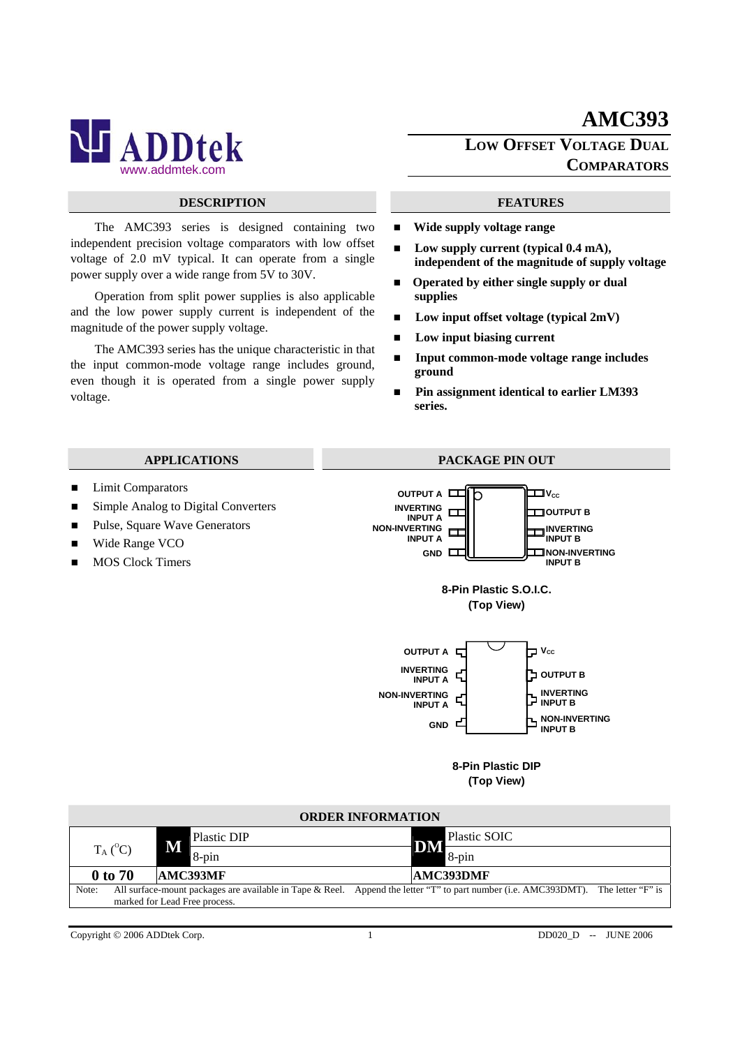# AMC393

## LOW OFFSET VOLTAGE DUAL COMPARATORS

ADDtek
www.addmtek.com

## DESCRIPTION

The AMC393 series is designed containing two independent precision voltage comparators with low offset voltage of 2.0 mV typical. It can operate from a single power supply over a wide range from 5V to 30V.

Operation from split power supplies is also applicable and the low power supply current is independent of the magnitude of the power supply voltage.

The AMC393 series has the unique characteristic in that the input common-mode voltage range includes ground, even though it is operated from a single power supply voltage.

## FEATURES

- **Wide supply voltage range**
- **Low supply current (typical 0.4 mA), independent of the magnitude of supply voltage**
- **Operated by either single supply or dual supplies**
- **Low input offset voltage (typical 2mV)**
- **Low input biasing current**
- **Input common-mode voltage range includes ground**
- **Pin assignment identical to earlier LM393 series.**

## APPLICATIONS

- Limit Comparators
- Simple Analog to Digital Converters
- Pulse, Square Wave Generators
- Wide Range VCO
- MOS Clock Timers

## PACKAGE PIN OUT

OUTPUT A | $V_{CC}$
INVERTING INPUT A | OUTPUT B
NON-INVERTING INPUT A | INVERTING INPUT B
GND | NON-INVERTING INPUT B

**8-Pin Plastic S.O.I.C. (Top View)**

OUTPUT A | $V_{CC}$
INVERTING INPUT A | OUTPUT B
NON-INVERTING INPUT A | INVERTING INPUT B
GND | NON-INVERTING INPUT B

**8-Pin Plastic DIP (Top View)**

## ORDER INFORMATION

| $T_A$ (°C) | **M** Plastic DIP 8-pin | **DM** Plastic SOIC 8-pin |
|---|---|---|
| **0 to 70** | **AMC393MF** | **AMC393DMF** |

Note: All surface-mount packages are available in Tape & Reel. Append the letter "T" to part number (i.e. AMC393DMT). The letter "F" is marked for Lead Free process.

Copyright © 2006 ADDtek Corp. DD020_D -- JUNE 2006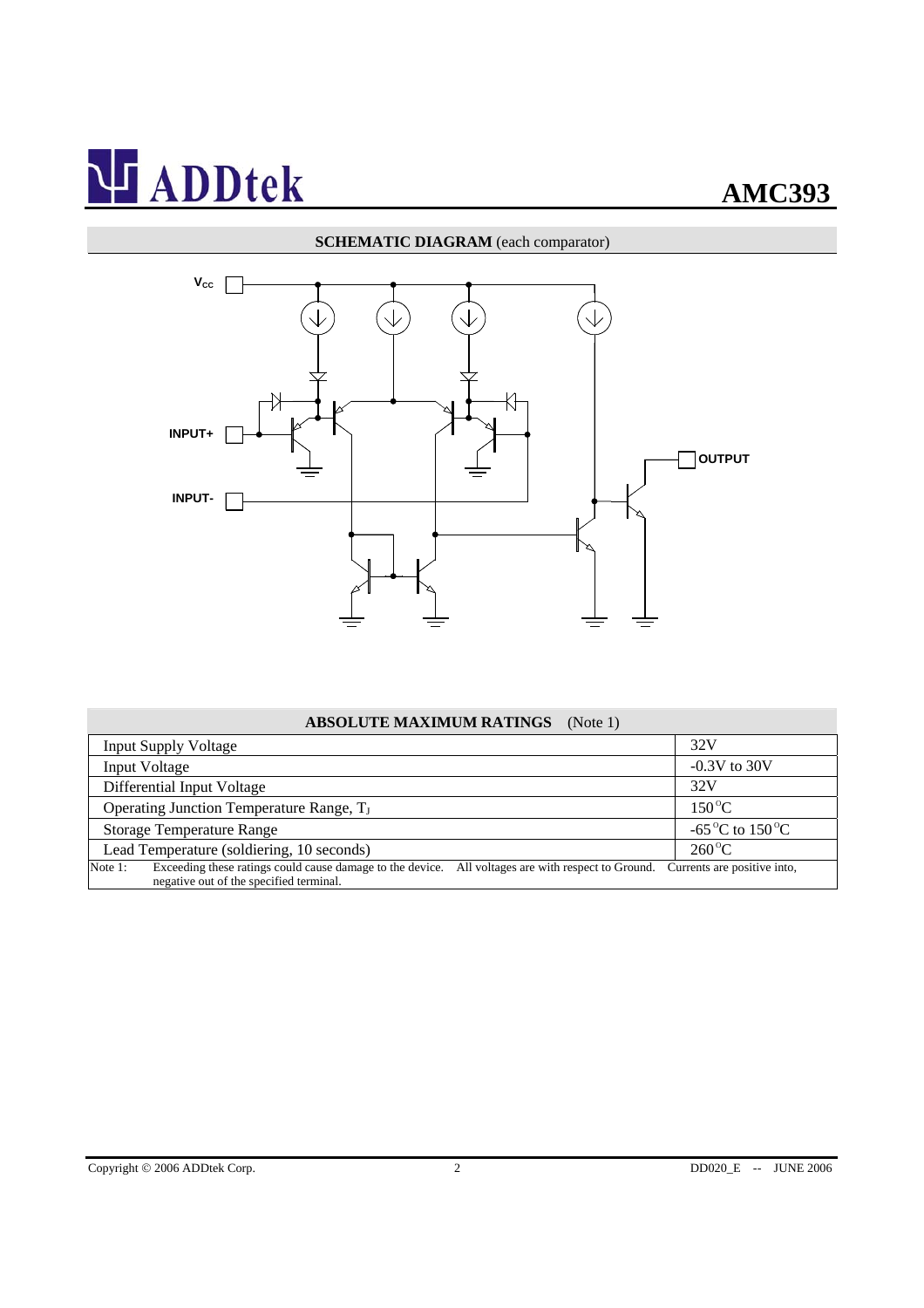**SCHEMATIC DIAGRAM** (each comparator)

$V_{CC}$

INPUT+

INPUT-

OUTPUT

| **ABSOLUTE MAXIMUM RATINGS** (Note 1) | |
|---|---|
| Input Supply Voltage | 32V |
| Input Voltage | -0.3V to 30V |
| Differential Input Voltage | 32V |
| Operating Junction Temperature Range, $T_J$ | 150°C |
| Storage Temperature Range | -65°C to 150°C |
| Lead Temperature (soldiering, 10 seconds) | 260°C |

Note 1: Exceeding these ratings could cause damage to the device. All voltages are with respect to Ground. Currents are positive into, negative out of the specified terminal.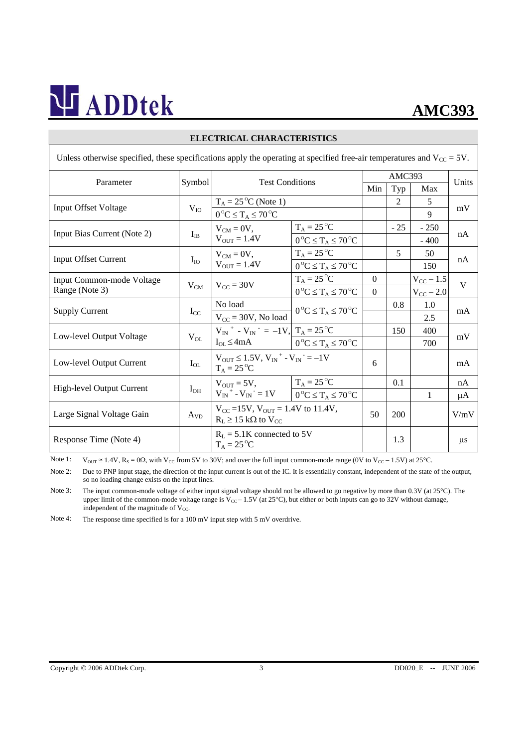## ELECTRICAL CHARACTERISTICS

Unless otherwise specified, these specifications apply the operating at specified free-air temperatures and $V_{CC}$ = 5V.

| Parameter | Symbol | Test Conditions | | AMC393 | | | Units |
|---|---|---|---|---|---|---|---|
| | | | | Min | Typ | Max | |
| Input Offset Voltage | $V_{IO}$ | $T_A = 25^oC$ (Note 1) | | | 2 | 5 | mV |
| | | $0^oC \le T_A \le 70^oC$ | | | | 9 | |
| Input Bias Current (Note 2) | $I_{IB}$ | $V_{CM} = 0V$, $V_{OUT} = 1.4V$ | $T_A = 25^oC$ | | - 25 | - 250 | nA |
| | | | $0^oC \le T_A \le 70^oC$ | | | - 400 | |
| Input Offset Current | $I_{IO}$ | $V_{CM} = 0V$, $V_{OUT} = 1.4V$ | $T_A = 25^oC$ | | 5 | 50 | nA |
| | | | $0^oC \le T_A \le 70^oC$ | | | 150 | |
| Input Common-mode Voltage Range (Note 3) | $V_{CM}$ | $V_{CC} = 30V$ | $T_A = 25^oC$ | 0 | | $V_{CC} - 1.5$ | V |
| | | | $0^oC \le T_A \le 70^oC$ | 0 | | $V_{CC} - 2.0$ | |
| Supply Current | $I_{CC}$ | No load | $0^oC \le T_A \le 70^oC$ | | 0.8 | 1.0 | mA |
| | | $V_{CC} = 30V$, No load | | | | 2.5 | |
| Low-level Output Voltage | $V_{OL}$ | $V_{IN}^+ - V_{IN}^- = -1V$, $I_{OL} \le 4mA$ | $T_A = 25^oC$ | | 150 | 400 | mV |
| | | | $0^oC \le T_A \le 70^oC$ | | | 700 | |
| Low-level Output Current | $I_{OL}$ | $V_{OUT} \le 1.5V$, $V_{IN}^+ - V_{IN}^- = -1V$, $T_A = 25^oC$ | | 6 | | | mA |
| High-level Output Current | $I_{OH}$ | $V_{OUT} = 5V$, $V_{IN}^+ - V_{IN}^- = 1V$ | $T_A = 25^oC$ | | 0.1 | | nA |
| | | | $0^oC \le T_A \le 70^oC$ | | | 1 | μA |
| Large Signal Voltage Gain | $A_{VD}$ | $V_{CC} = 15V$, $V_{OUT} = 1.4V$ to 11.4V, $R_L \ge 15$ kΩ to $V_{CC}$ | | 50 | 200 | | V/mV |
| Response Time (Note 4) | | $R_L = 5.1K$ connected to 5V, $T_A = 25^oC$ | | | 1.3 | | μs |

Note 1: $V_{OUT} \cong 1.4V$, $R_S = 0\Omega$, with $V_{CC}$ from 5V to 30V; and over the full input common-mode range (0V to $V_{CC} - 1.5V$) at 25°C.

Note 2: Due to PNP input stage, the direction of the input current is out of the IC. It is essentially constant, independent of the state of the output, so no loading change exists on the input lines.

Note 3: The input common-mode voltage of either input signal voltage should not be allowed to go negative by more than 0.3V (at 25°C). The upper limit of the common-mode voltage range is $V_{CC} - 1.5V$ (at 25°C), but either or both inputs can go to 32V without damage, independent of the magnitude of $V_{CC}$.

Note 4: The response time specified is for a 100 mV input step with 5 mV overdrive.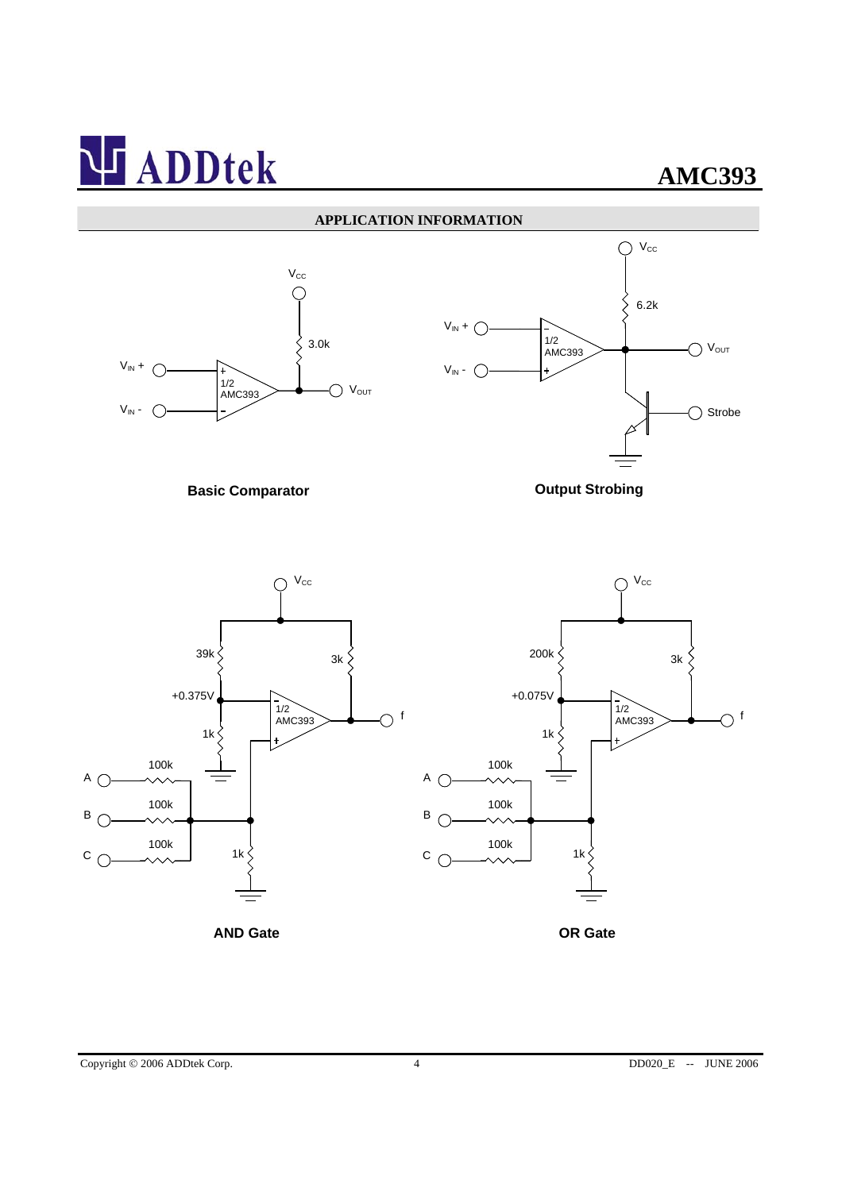## APPLICATION INFORMATION

**Basic Comparator**

**Output Strobing**

**AND Gate**

**OR Gate**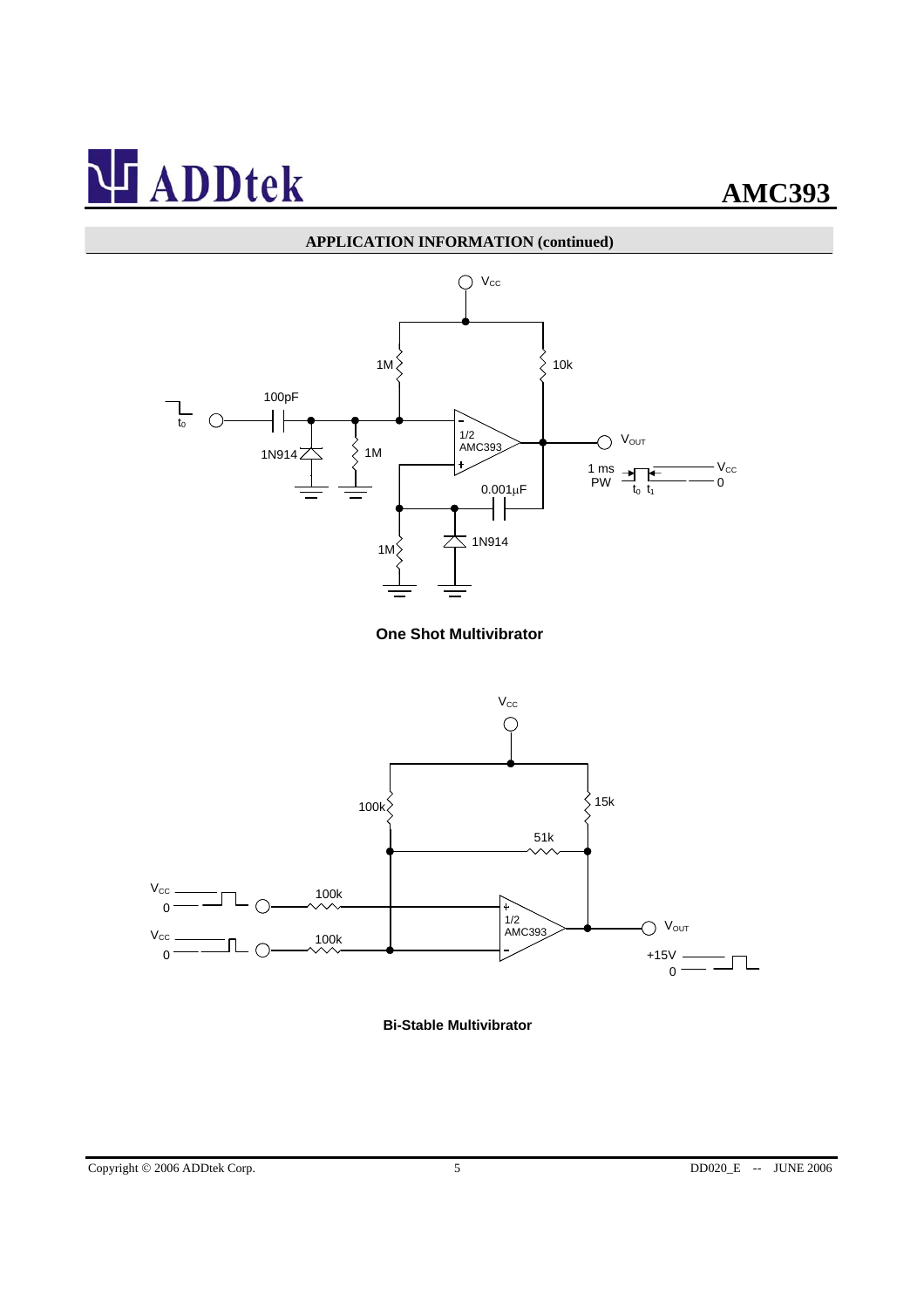## APPLICATION INFORMATION (continued)

**One Shot Multivibrator**

**Bi-Stable Multivibrator**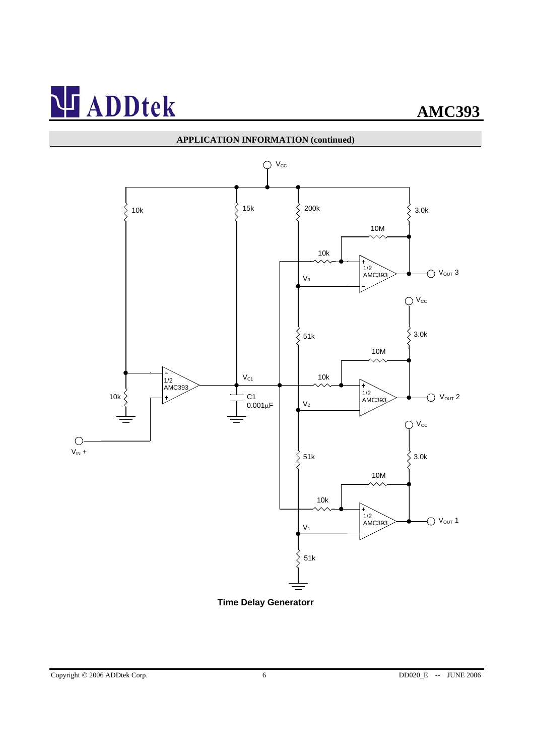## APPLICATION INFORMATION (continued)

Time Delay Generatorr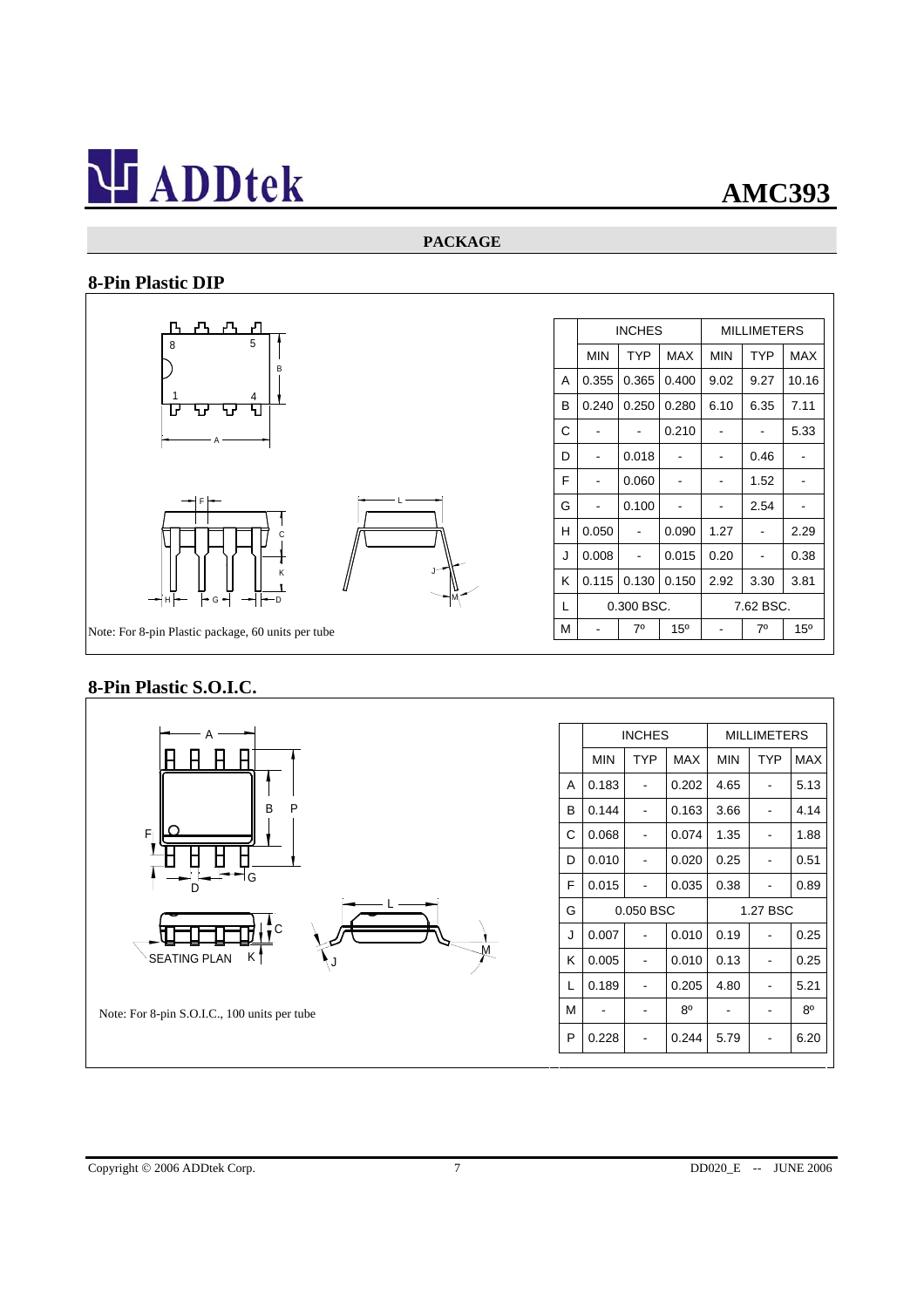## PACKAGE

### 8-Pin Plastic DIP

Note: For 8-pin Plastic package, 60 units per tube

| | INCHES | | | MILLIMETERS | | |
|---|---|---|---|---|---|---|
| | MIN | TYP | MAX | MIN | TYP | MAX |
| A | 0.355 | 0.365 | 0.400 | 9.02 | 9.27 | 10.16 |
| B | 0.240 | 0.250 | 0.280 | 6.10 | 6.35 | 7.11 |
| C | - | - | 0.210 | - | - | 5.33 |
| D | - | 0.018 | - | - | 0.46 | - |
| F | - | 0.060 | - | - | 1.52 | - |
| G | - | 0.100 | - | - | 2.54 | - |
| H | 0.050 | - | 0.090 | 1.27 | - | 2.29 |
| J | 0.008 | - | 0.015 | 0.20 | - | 0.38 |
| K | 0.115 | 0.130 | 0.150 | 2.92 | 3.30 | 3.81 |
| L | 0.300 BSC. | | | 7.62 BSC. | | |
| M | - | 7º | 15º | - | 7º | 15º |

### 8-Pin Plastic S.O.I.C.

Note: For 8-pin S.O.I.C., 100 units per tube

| | INCHES | | | MILLIMETERS | | |
|---|---|---|---|---|---|---|
| | MIN | TYP | MAX | MIN | TYP | MAX |
| A | 0.183 | - | 0.202 | 4.65 | - | 5.13 |
| B | 0.144 | - | 0.163 | 3.66 | - | 4.14 |
| C | 0.068 | - | 0.074 | 1.35 | - | 1.88 |
| D | 0.010 | - | 0.020 | 0.25 | - | 0.51 |
| F | 0.015 | - | 0.035 | 0.38 | - | 0.89 |
| G | 0.050 BSC | | | 1.27 BSC | | |
| J | 0.007 | - | 0.010 | 0.19 | - | 0.25 |
| K | 0.005 | - | 0.010 | 0.13 | - | 0.25 |
| L | 0.189 | - | 0.205 | 4.80 | - | 5.21 |
| M | - | - | 8º | - | - | 8º |
| P | 0.228 | - | 0.244 | 5.79 | - | 6.20 |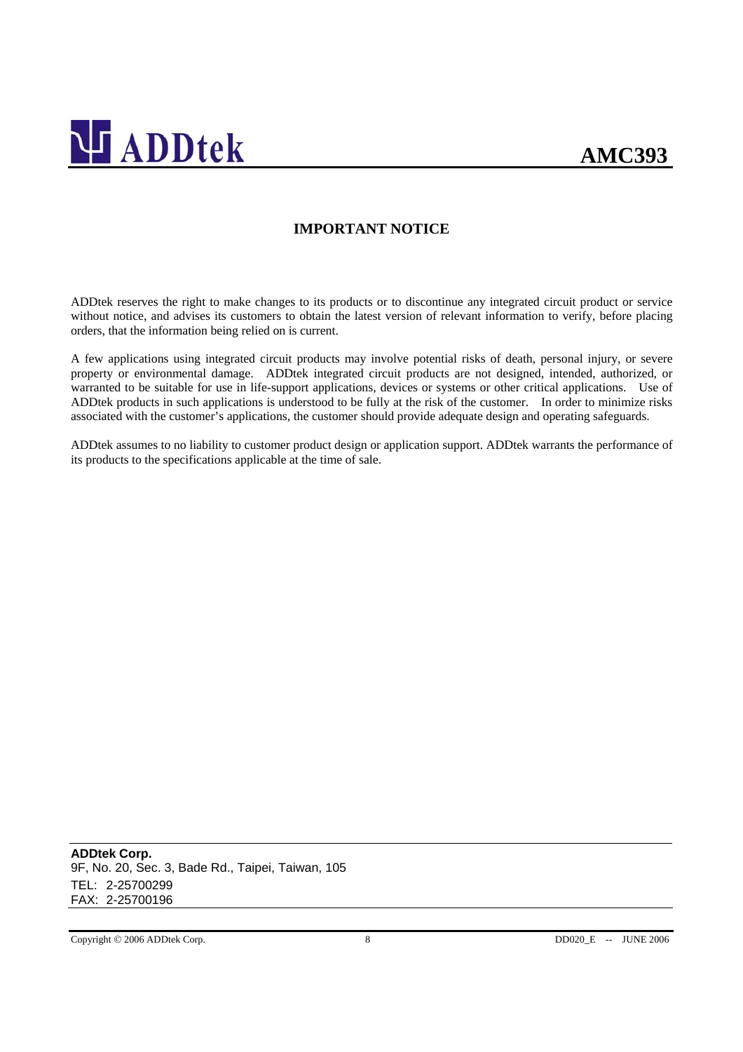## IMPORTANT NOTICE

ADDtek reserves the right to make changes to its products or to discontinue any integrated circuit product or service without notice, and advises its customers to obtain the latest version of relevant information to verify, before placing orders, that the information being relied on is current.

A few applications using integrated circuit products may involve potential risks of death, personal injury, or severe property or environmental damage. ADDtek integrated circuit products are not designed, intended, authorized, or warranted to be suitable for use in life-support applications, devices or systems or other critical applications. Use of ADDtek products in such applications is understood to be fully at the risk of the customer. In order to minimize risks associated with the customer's applications, the customer should provide adequate design and operating safeguards.

ADDtek assumes to no liability to customer product design or application support. ADDtek warrants the performance of its products to the specifications applicable at the time of sale.

**ADDtek Corp.**
9F, No. 20, Sec. 3, Bade Rd., Taipei, Taiwan, 105
TEL: 2-25700299
FAX: 2-25700196